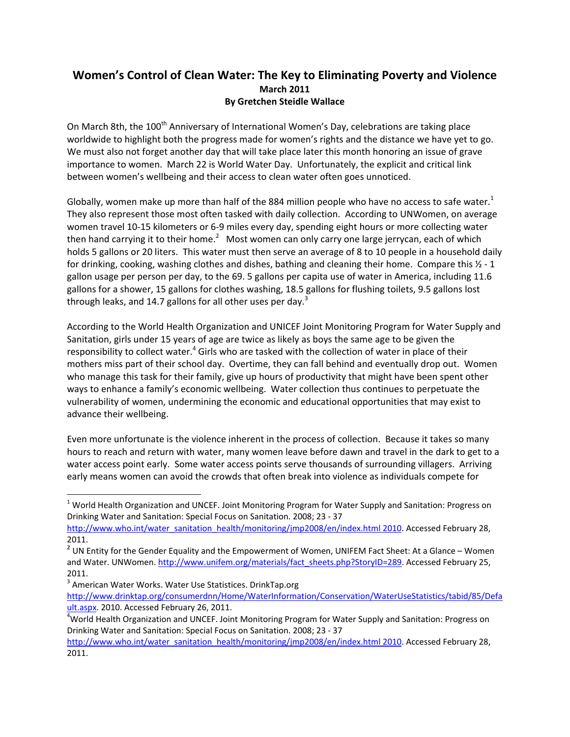# Women's Control of Clean Water: The Key to Eliminating Poverty and Violence

**March 2011**

**By Gretchen Steidle Wallace**

On March 8th, the 100th Anniversary of International Women's Day, celebrations are taking place worldwide to highlight both the progress made for women's rights and the distance we have yet to go. We must also not forget another day that will take place later this month honoring an issue of grave importance to women. March 22 is World Water Day. Unfortunately, the explicit and critical link between women's wellbeing and their access to clean water often goes unnoticed.

Globally, women make up more than half of the 884 million people who have no access to safe water.[1] They also represent those most often tasked with daily collection. According to UNWomen, on average women travel 10-15 kilometers or 6-9 miles every day, spending eight hours or more collecting water then hand carrying it to their home.[2] Most women can only carry one large jerrycan, each of which holds 5 gallons or 20 liters. This water must then serve an average of 8 to 10 people in a household daily for drinking, cooking, washing clothes and dishes, bathing and cleaning their home. Compare this ½ - 1 gallon usage per person per day, to the 69. 5 gallons per capita use of water in America, including 11.6 gallons for a shower, 15 gallons for clothes washing, 18.5 gallons for flushing toilets, 9.5 gallons lost through leaks, and 14.7 gallons for all other uses per day.[3]

According to the World Health Organization and UNICEF Joint Monitoring Program for Water Supply and Sanitation, girls under 15 years of age are twice as likely as boys the same age to be given the responsibility to collect water.[4] Girls who are tasked with the collection of water in place of their mothers miss part of their school day. Overtime, they can fall behind and eventually drop out. Women who manage this task for their family, give up hours of productivity that might have been spent other ways to enhance a family's economic wellbeing. Water collection thus continues to perpetuate the vulnerability of women, undermining the economic and educational opportunities that may exist to advance their wellbeing.

Even more unfortunate is the violence inherent in the process of collection. Because it takes so many hours to reach and return with water, many women leave before dawn and travel in the dark to get to a water access point early. Some water access points serve thousands of surrounding villagers. Arriving early means women can avoid the crowds that often break into violence as individuals compete for

---

[1] World Health Organization and UNCEF. Joint Monitoring Program for Water Supply and Sanitation: Progress on Drinking Water and Sanitation: Special Focus on Sanitation. 2008; 23 - 37 http://www.who.int/water_sanitation_health/monitoring/jmp2008/en/index.html 2010. Accessed February 28, 2011.

[2] UN Entity for the Gender Equality and the Empowerment of Women, UNIFEM Fact Sheet: At a Glance – Women and Water. UNWomen. http://www.unifem.org/materials/fact_sheets.php?StoryID=289. Accessed February 25, 2011.

[3] American Water Works. Water Use Statistices. DrinkTap.org http://www.drinktap.org/consumerdnn/Home/WaterInformation/Conservation/WaterUseStatistics/tabid/85/Default.aspx. 2010. Accessed February 26, 2011.

[4] World Health Organization and UNCEF. Joint Monitoring Program for Water Supply and Sanitation: Progress on Drinking Water and Sanitation: Special Focus on Sanitation. 2008; 23 - 37 http://www.who.int/water_sanitation_health/monitoring/jmp2008/en/index.html 2010. Accessed February 28, 2011.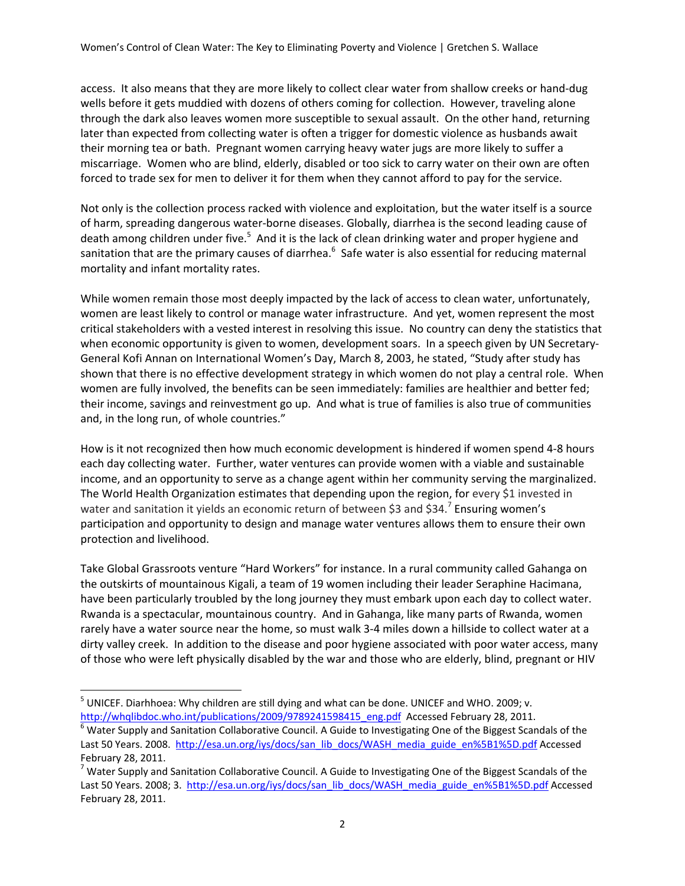access. It also means that they are more likely to collect clear water from shallow creeks or hand-dug wells before it gets muddied with dozens of others coming for collection. However, traveling alone through the dark also leaves women more susceptible to sexual assault. On the other hand, returning later than expected from collecting water is often a trigger for domestic violence as husbands await their morning tea or bath. Pregnant women carrying heavy water jugs are more likely to suffer a miscarriage. Women who are blind, elderly, disabled or too sick to carry water on their own are often forced to trade sex for men to deliver it for them when they cannot afford to pay for the service.

Not only is the collection process racked with violence and exploitation, but the water itself is a source of harm, spreading dangerous water-borne diseases. Globally, diarrhea is the second leading cause of death among children under five.[5] And it is the lack of clean drinking water and proper hygiene and sanitation that are the primary causes of diarrhea.[6] Safe water is also essential for reducing maternal mortality and infant mortality rates.

While women remain those most deeply impacted by the lack of access to clean water, unfortunately, women are least likely to control or manage water infrastructure. And yet, women represent the most critical stakeholders with a vested interest in resolving this issue. No country can deny the statistics that when economic opportunity is given to women, development soars. In a speech given by UN Secretary-General Kofi Annan on International Women's Day, March 8, 2003, he stated, "Study after study has shown that there is no effective development strategy in which women do not play a central role. When women are fully involved, the benefits can be seen immediately: families are healthier and better fed; their income, savings and reinvestment go up. And what is true of families is also true of communities and, in the long run, of whole countries."

How is it not recognized then how much economic development is hindered if women spend 4-8 hours each day collecting water. Further, water ventures can provide women with a viable and sustainable income, and an opportunity to serve as a change agent within her community serving the marginalized. The World Health Organization estimates that depending upon the region, for every $1 invested in water and sanitation it yields an economic return of between $3 and $34.[7] Ensuring women's participation and opportunity to design and manage water ventures allows them to ensure their own protection and livelihood.

Take Global Grassroots venture "Hard Workers" for instance. In a rural community called Gahanga on the outskirts of mountainous Kigali, a team of 19 women including their leader Seraphine Hacimana, have been particularly troubled by the long journey they must embark upon each day to collect water. Rwanda is a spectacular, mountainous country. And in Gahanga, like many parts of Rwanda, women rarely have a water source near the home, so must walk 3-4 miles down a hillside to collect water at a dirty valley creek. In addition to the disease and poor hygiene associated with poor water access, many of those who were left physically disabled by the war and those who are elderly, blind, pregnant or HIV

---

[5] UNICEF. Diarhhoea: Why children are still dying and what can be done. UNICEF and WHO. 2009; v. http://whqlibdoc.who.int/publications/2009/9789241598415_eng.pdf Accessed February 28, 2011.

[6] Water Supply and Sanitation Collaborative Council. A Guide to Investigating One of the Biggest Scandals of the Last 50 Years. 2008. http://esa.un.org/iys/docs/san_lib_docs/WASH_media_guide_en%5B1%5D.pdf Accessed February 28, 2011.

[7] Water Supply and Sanitation Collaborative Council. A Guide to Investigating One of the Biggest Scandals of the Last 50 Years. 2008; 3. http://esa.un.org/iys/docs/san_lib_docs/WASH_media_guide_en%5B1%5D.pdf Accessed February 28, 2011.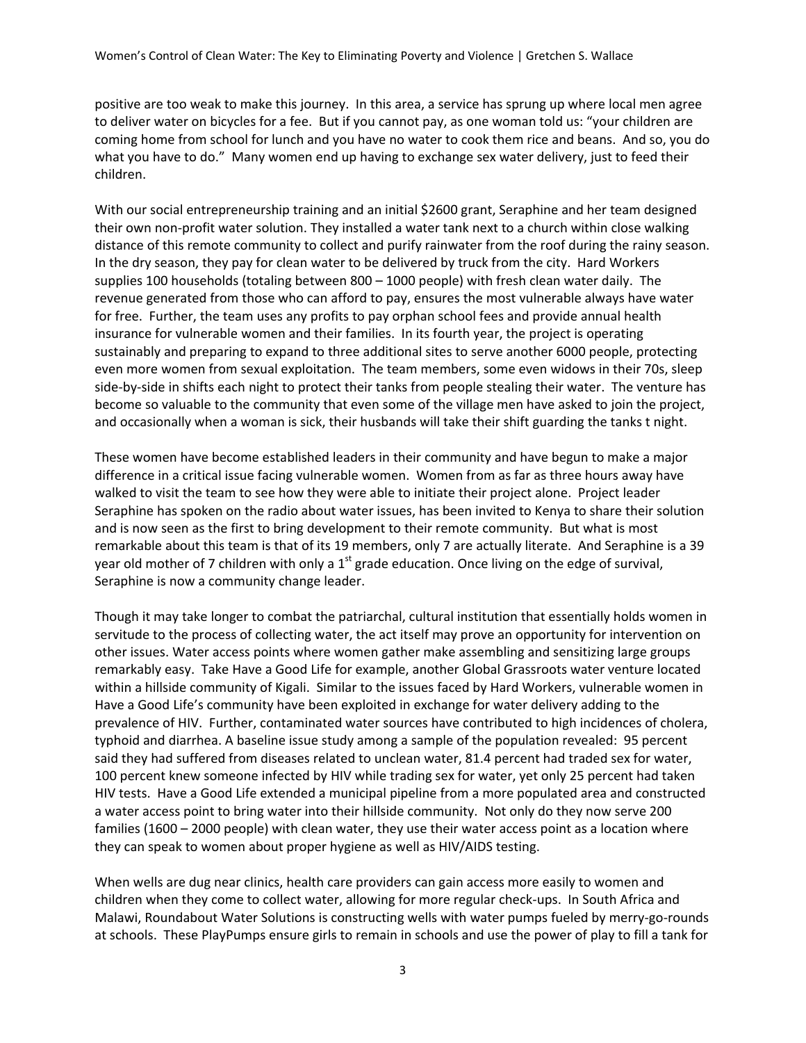positive are too weak to make this journey. In this area, a service has sprung up where local men agree to deliver water on bicycles for a fee. But if you cannot pay, as one woman told us: "your children are coming home from school for lunch and you have no water to cook them rice and beans. And so, you do what you have to do." Many women end up having to exchange sex water delivery, just to feed their children.

With our social entrepreneurship training and an initial $2600 grant, Seraphine and her team designed their own non-profit water solution. They installed a water tank next to a church within close walking distance of this remote community to collect and purify rainwater from the roof during the rainy season. In the dry season, they pay for clean water to be delivered by truck from the city. Hard Workers supplies 100 households (totaling between 800 – 1000 people) with fresh clean water daily. The revenue generated from those who can afford to pay, ensures the most vulnerable always have water for free. Further, the team uses any profits to pay orphan school fees and provide annual health insurance for vulnerable women and their families. In its fourth year, the project is operating sustainably and preparing to expand to three additional sites to serve another 6000 people, protecting even more women from sexual exploitation. The team members, some even widows in their 70s, sleep side-by-side in shifts each night to protect their tanks from people stealing their water. The venture has become so valuable to the community that even some of the village men have asked to join the project, and occasionally when a woman is sick, their husbands will take their shift guarding the tanks t night.

These women have become established leaders in their community and have begun to make a major difference in a critical issue facing vulnerable women. Women from as far as three hours away have walked to visit the team to see how they were able to initiate their project alone. Project leader Seraphine has spoken on the radio about water issues, has been invited to Kenya to share their solution and is now seen as the first to bring development to their remote community. But what is most remarkable about this team is that of its 19 members, only 7 are actually literate. And Seraphine is a 39 year old mother of 7 children with only a 1st grade education. Once living on the edge of survival, Seraphine is now a community change leader.

Though it may take longer to combat the patriarchal, cultural institution that essentially holds women in servitude to the process of collecting water, the act itself may prove an opportunity for intervention on other issues. Water access points where women gather make assembling and sensitizing large groups remarkably easy. Take Have a Good Life for example, another Global Grassroots water venture located within a hillside community of Kigali. Similar to the issues faced by Hard Workers, vulnerable women in Have a Good Life's community have been exploited in exchange for water delivery adding to the prevalence of HIV. Further, contaminated water sources have contributed to high incidences of cholera, typhoid and diarrhea. A baseline issue study among a sample of the population revealed: 95 percent said they had suffered from diseases related to unclean water, 81.4 percent had traded sex for water, 100 percent knew someone infected by HIV while trading sex for water, yet only 25 percent had taken HIV tests. Have a Good Life extended a municipal pipeline from a more populated area and constructed a water access point to bring water into their hillside community. Not only do they now serve 200 families (1600 – 2000 people) with clean water, they use their water access point as a location where they can speak to women about proper hygiene as well as HIV/AIDS testing.

When wells are dug near clinics, health care providers can gain access more easily to women and children when they come to collect water, allowing for more regular check-ups. In South Africa and Malawi, Roundabout Water Solutions is constructing wells with water pumps fueled by merry-go-rounds at schools. These PlayPumps ensure girls to remain in schools and use the power of play to fill a tank for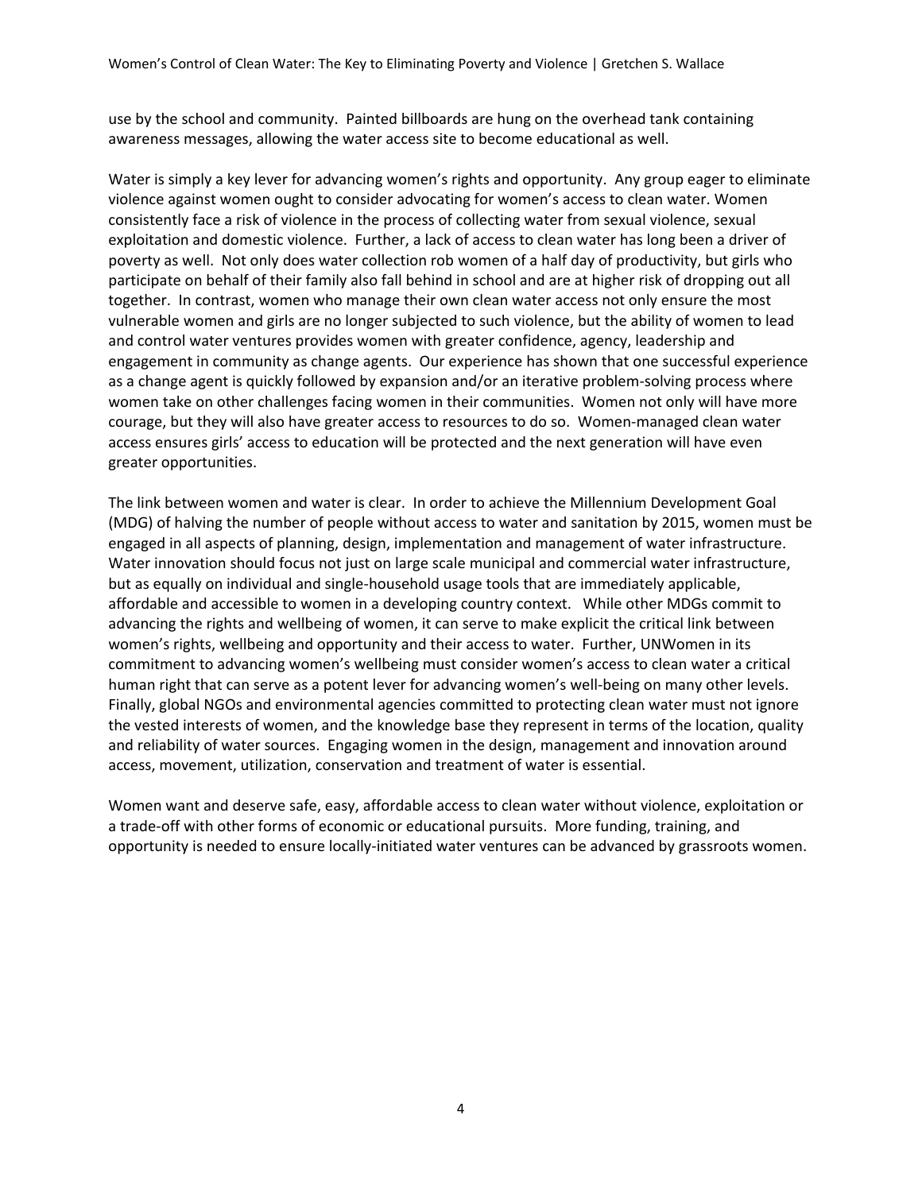use by the school and community. Painted billboards are hung on the overhead tank containing awareness messages, allowing the water access site to become educational as well.

Water is simply a key lever for advancing women's rights and opportunity. Any group eager to eliminate violence against women ought to consider advocating for women's access to clean water. Women consistently face a risk of violence in the process of collecting water from sexual violence, sexual exploitation and domestic violence. Further, a lack of access to clean water has long been a driver of poverty as well. Not only does water collection rob women of a half day of productivity, but girls who participate on behalf of their family also fall behind in school and are at higher risk of dropping out all together. In contrast, women who manage their own clean water access not only ensure the most vulnerable women and girls are no longer subjected to such violence, but the ability of women to lead and control water ventures provides women with greater confidence, agency, leadership and engagement in community as change agents. Our experience has shown that one successful experience as a change agent is quickly followed by expansion and/or an iterative problem-solving process where women take on other challenges facing women in their communities. Women not only will have more courage, but they will also have greater access to resources to do so. Women-managed clean water access ensures girls' access to education will be protected and the next generation will have even greater opportunities.

The link between women and water is clear. In order to achieve the Millennium Development Goal (MDG) of halving the number of people without access to water and sanitation by 2015, women must be engaged in all aspects of planning, design, implementation and management of water infrastructure. Water innovation should focus not just on large scale municipal and commercial water infrastructure, but as equally on individual and single-household usage tools that are immediately applicable, affordable and accessible to women in a developing country context. While other MDGs commit to advancing the rights and wellbeing of women, it can serve to make explicit the critical link between women's rights, wellbeing and opportunity and their access to water. Further, UNWomen in its commitment to advancing women's wellbeing must consider women's access to clean water a critical human right that can serve as a potent lever for advancing women's well-being on many other levels. Finally, global NGOs and environmental agencies committed to protecting clean water must not ignore the vested interests of women, and the knowledge base they represent in terms of the location, quality and reliability of water sources. Engaging women in the design, management and innovation around access, movement, utilization, conservation and treatment of water is essential.

Women want and deserve safe, easy, affordable access to clean water without violence, exploitation or a trade-off with other forms of economic or educational pursuits. More funding, training, and opportunity is needed to ensure locally-initiated water ventures can be advanced by grassroots women.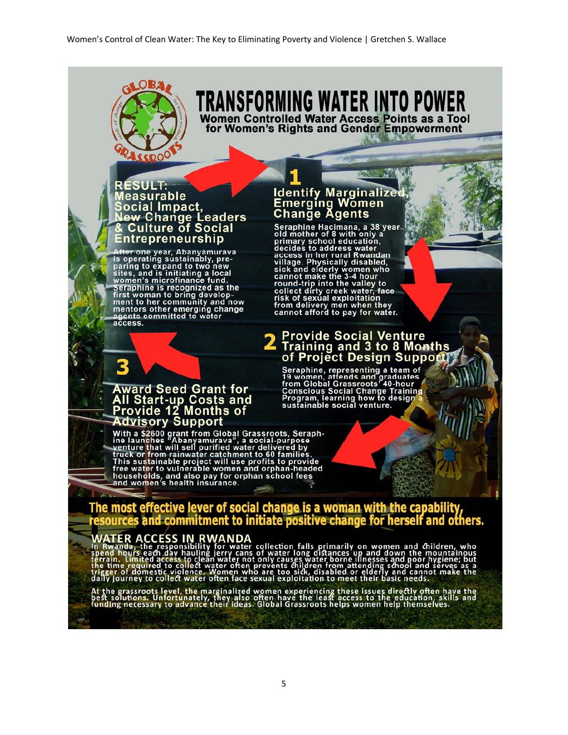# TRANSFORMING WATER INTO POWER

## Women Controlled Water Access Points as a Tool for Women's Rights and Gender Empowerment

### 1 Identify Marginalized, Emerging Women Change Agents

Seraphine Hacimana, a 38 year old mother of 8 with only a primary school education, decides to address water access in her rural Rwandan village. Physically disabled, sick and elderly women who cannot make the 3-4 hour round-trip into the valley to collect dirty creek water, face risk of sexual exploitation from delivery men when they cannot afford to pay for water.

### 2 Provide Social Venture Training and 3 to 8 Months of Project Design Support

Seraphine, representing a team of 19 women, attends and graduates from Global Grassroots' 40-hour Conscious Social Change Training Program, learning how to design a sustainable social venture.

### 3 Award Seed Grant for All Start-up Costs and Provide 12 Months of Advisory Support

With a $2600 grant from Global Grassroots, Seraphine launches "Abanyamurava", a social-purpose venture that will sell purified water delivered by truck or from rainwater catchment to 60 families. This sustainable project will use profits to provide free water to vulnerable women and orphan-headed households, and also pay for orphan school fees and women's health insurance.

### RESULT: Measurable Social Impact, New Change Leaders & Culture of Social Entrepreneurship

After one year, Abanyamurava is operating sustainably, preparing to expand to two new sites, and is initiating a local women's microfinance fund. Seraphine is recognized as the first woman to bring development to her community and now mentors other emerging change agents committed to water access.

**The most effective lever of social change is a woman with the capability, resources and commitment to initiate positive change for herself and others.**

### WATER ACCESS IN RWANDA

In Rwanda, the responsibility for water collection falls primarily on women and children, who spend hours each day hauling jerry cans of water long distances up and down the mountainous terrain. Limited access to clean water not only causes water borne illnesses and poor hygiene; but the time required to collect water often prevents children from attending school and serves as a trigger of domestic violence. Women who are too sick, disabled or elderly and cannot make the daily journey to collect water often face sexual exploitation to meet their basic needs.

At the grassroots level, the marginalized women experiencing these issues directly often have the best solutions. Unfortunately, they also often have the least access to the education, skills and funding necessary to advance their ideas. Global Grassroots helps women help themselves.